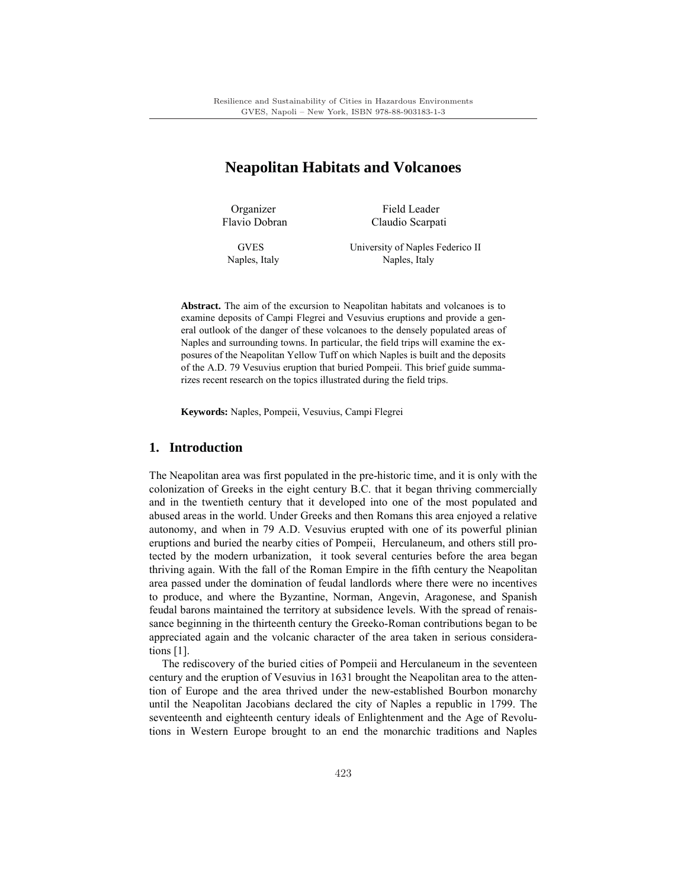# Neapolitan Habitats and Volcanoes

Organizer
Flavio Dobran

GVES
Naples, Italy

Field Leader
Claudio Scarpati

University of Naples Federico II
Naples, Italy

**Abstract.** The aim of the excursion to Neapolitan habitats and volcanoes is to examine deposits of Campi Flegrei and Vesuvius eruptions and provide a general outlook of the danger of these volcanoes to the densely populated areas of Naples and surrounding towns. In particular, the field trips will examine the exposures of the Neapolitan Yellow Tuff on which Naples is built and the deposits of the A.D. 79 Vesuvius eruption that buried Pompeii. This brief guide summarizes recent research on the topics illustrated during the field trips.

**Keywords:** Naples, Pompeii, Vesuvius, Campi Flegrei

## 1. Introduction

The Neapolitan area was first populated in the pre-historic time, and it is only with the colonization of Greeks in the eight century B.C. that it began thriving commercially and in the twentieth century that it developed into one of the most populated and abused areas in the world. Under Greeks and then Romans this area enjoyed a relative autonomy, and when in 79 A.D. Vesuvius erupted with one of its powerful plinian eruptions and buried the nearby cities of Pompeii, Herculaneum, and others still protected by the modern urbanization, it took several centuries before the area began thriving again. With the fall of the Roman Empire in the fifth century the Neapolitan area passed under the domination of feudal landlords where there were no incentives to produce, and where the Byzantine, Norman, Angevin, Aragonese, and Spanish feudal barons maintained the territory at subsidence levels. With the spread of renaissance beginning in the thirteenth century the Greeko-Roman contributions began to be appreciated again and the volcanic character of the area taken in serious considerations [1].

The rediscovery of the buried cities of Pompeii and Herculaneum in the seventeen century and the eruption of Vesuvius in 1631 brought the Neapolitan area to the attention of Europe and the area thrived under the new-established Bourbon monarchy until the Neapolitan Jacobians declared the city of Naples a republic in 1799. The seventeenth and eighteenth century ideals of Enlightenment and the Age of Revolutions in Western Europe brought to an end the monarchic traditions and Naples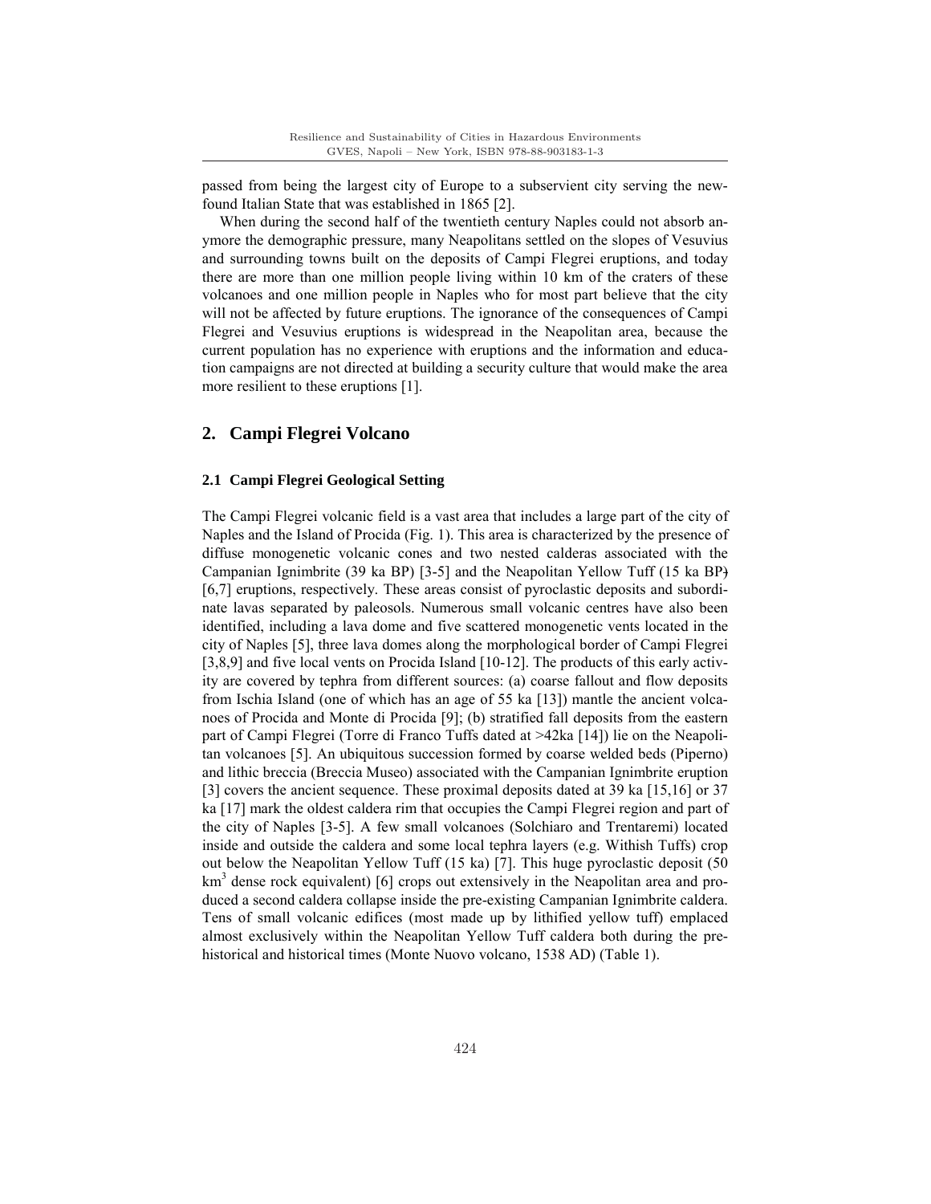passed from being the largest city of Europe to a subservient city serving the newfound Italian State that was established in 1865 [2].

When during the second half of the twentieth century Naples could not absorb anymore the demographic pressure, many Neapolitans settled on the slopes of Vesuvius and surrounding towns built on the deposits of Campi Flegrei eruptions, and today there are more than one million people living within 10 km of the craters of these volcanoes and one million people in Naples who for most part believe that the city will not be affected by future eruptions. The ignorance of the consequences of Campi Flegrei and Vesuvius eruptions is widespread in the Neapolitan area, because the current population has no experience with eruptions and the information and education campaigns are not directed at building a security culture that would make the area more resilient to these eruptions [1].

## 2. Campi Flegrei Volcano

### 2.1 Campi Flegrei Geological Setting

The Campi Flegrei volcanic field is a vast area that includes a large part of the city of Naples and the Island of Procida (Fig. 1). This area is characterized by the presence of diffuse monogenetic volcanic cones and two nested calderas associated with the Campanian Ignimbrite (39 ka BP) [3-5] and the Neapolitan Yellow Tuff (15 ka BP) [6,7] eruptions, respectively. These areas consist of pyroclastic deposits and subordinate lavas separated by paleosols. Numerous small volcanic centres have also been identified, including a lava dome and five scattered monogenetic vents located in the city of Naples [5], three lava domes along the morphological border of Campi Flegrei [3,8,9] and five local vents on Procida Island [10-12]. The products of this early activity are covered by tephra from different sources: (a) coarse fallout and flow deposits from Ischia Island (one of which has an age of 55 ka [13]) mantle the ancient volcanoes of Procida and Monte di Procida [9]; (b) stratified fall deposits from the eastern part of Campi Flegrei (Torre di Franco Tuffs dated at >42ka [14]) lie on the Neapolitan volcanoes [5]. An ubiquitous succession formed by coarse welded beds (Piperno) and lithic breccia (Breccia Museo) associated with the Campanian Ignimbrite eruption [3] covers the ancient sequence. These proximal deposits dated at 39 ka [15,16] or 37 ka [17] mark the oldest caldera rim that occupies the Campi Flegrei region and part of the city of Naples [3-5]. A few small volcanoes (Solchiaro and Trentaremi) located inside and outside the caldera and some local tephra layers (e.g. Withish Tuffs) crop out below the Neapolitan Yellow Tuff (15 ka) [7]. This huge pyroclastic deposit (50 $km^3$ dense rock equivalent) [6] crops out extensively in the Neapolitan area and produced a second caldera collapse inside the pre-existing Campanian Ignimbrite caldera. Tens of small volcanic edifices (most made up by lithified yellow tuff) emplaced almost exclusively within the Neapolitan Yellow Tuff caldera both during the prehistorical and historical times (Monte Nuovo volcano, 1538 AD) (Table 1).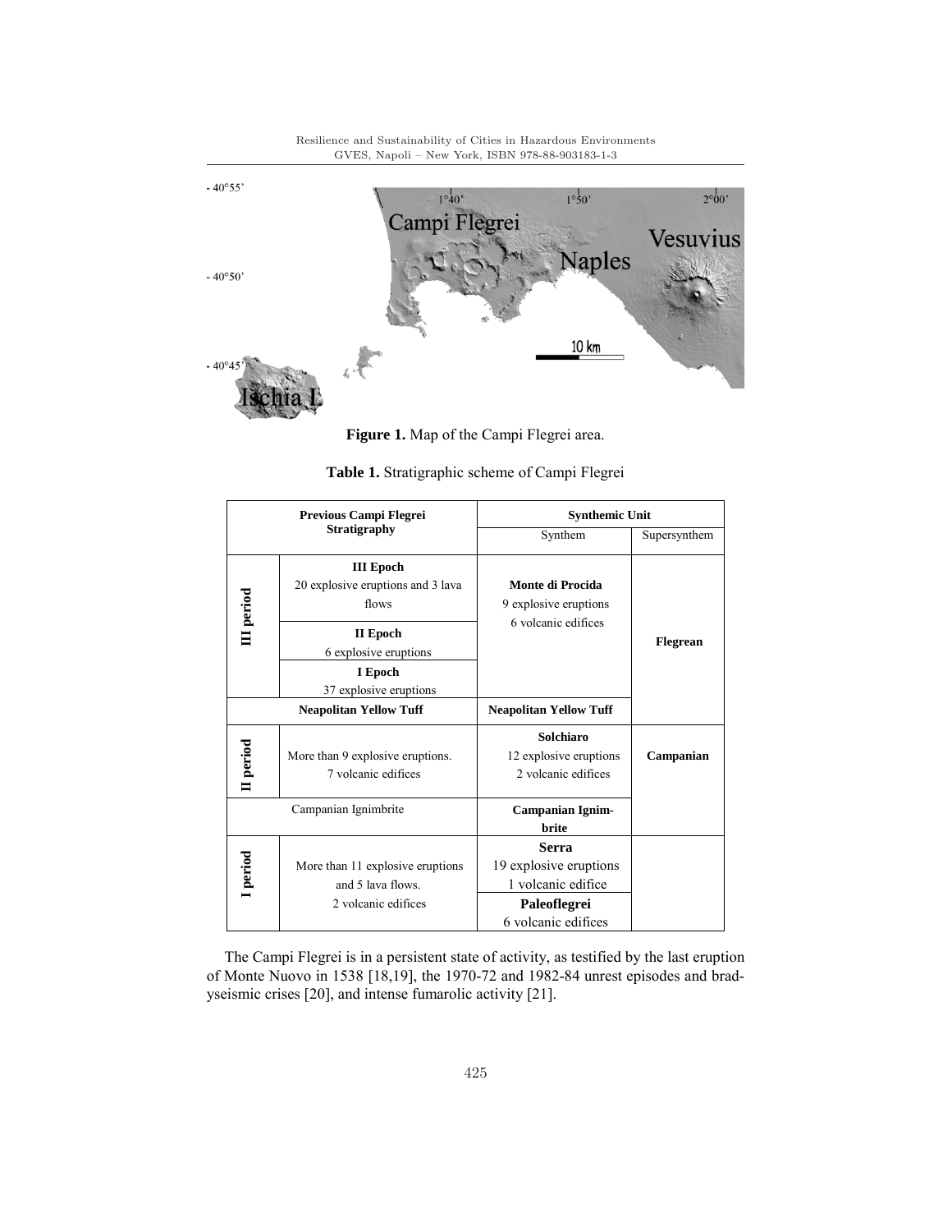**Figure 1.** Map of the Campi Flegrei area.

**Table 1.** Stratigraphic scheme of Campi Flegrei

| Previous Campi Flegrei Stratigraphy | | Synthemic Unit | |
|---|---|---|---|
| | | Synthem | Supersynthem |
| III period | **III Epoch** 20 explosive eruptions and 3 lava flows | **Monte di Procida** 9 explosive eruptions 6 volcanic edifices | **Flegrean** |
| | **II Epoch** 6 explosive eruptions | | |
| | **I Epoch** 37 explosive eruptions | | |
| **Neapolitan Yellow Tuff** | | **Neapolitan Yellow Tuff** | |
| II period | More than 9 explosive eruptions. 7 volcanic edifices | **Solchiaro** 12 explosive eruptions 2 volcanic edifices | **Campanian** |
| Campanian Ignimbrite | | **Campanian Ignimbrite** | |
| I period | More than 11 explosive eruptions and 5 lava flows. 2 volcanic edifices | **Serra** 19 explosive eruptions 1 volcanic edifice | |
| | | **Paleoflegrei** 6 volcanic edifices | |

The Campi Flegrei is in a persistent state of activity, as testified by the last eruption of Monte Nuovo in 1538 [18,19], the 1970-72 and 1982-84 unrest episodes and bradyseismic crises [20], and intense fumarolic activity [21].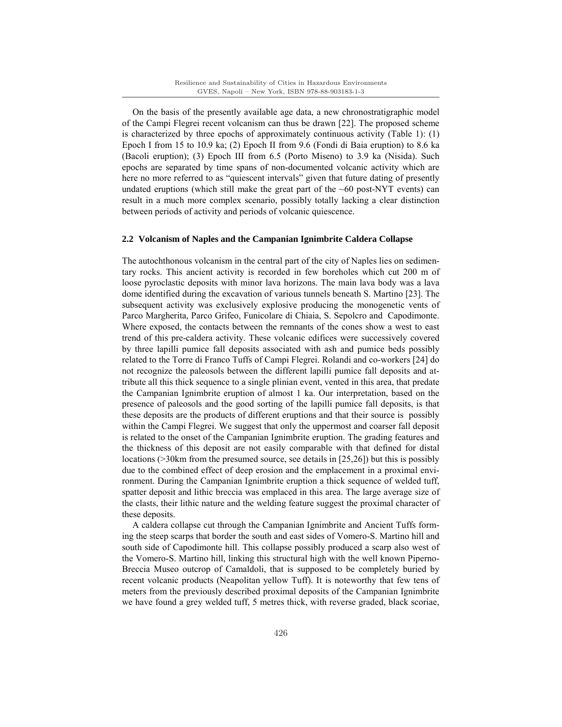On the basis of the presently available age data, a new chronostratigraphic model of the Campi Flegrei recent volcanism can thus be drawn [22]. The proposed scheme is characterized by three epochs of approximately continuous activity (Table 1): (1) Epoch I from 15 to 10.9 ka; (2) Epoch II from 9.6 (Fondi di Baia eruption) to 8.6 ka (Bacoli eruption); (3) Epoch III from 6.5 (Porto Miseno) to 3.9 ka (Nisida). Such epochs are separated by time spans of non-documented volcanic activity which are here no more referred to as "quiescent intervals" given that future dating of presently undated eruptions (which still make the great part of the ~60 post-NYT events) can result in a much more complex scenario, possibly totally lacking a clear distinction between periods of activity and periods of volcanic quiescence.

### 2.2 Volcanism of Naples and the Campanian Ignimbrite Caldera Collapse

The autochthonous volcanism in the central part of the city of Naples lies on sedimentary rocks. This ancient activity is recorded in few boreholes which cut 200 m of loose pyroclastic deposits with minor lava horizons. The main lava body was a lava dome identified during the excavation of various tunnels beneath S. Martino [23]. The subsequent activity was exclusively explosive producing the monogenetic vents of Parco Margherita, Parco Grifeo, Funicolare di Chiaia, S. Sepolcro and Capodimonte. Where exposed, the contacts between the remnants of the cones show a west to east trend of this pre-caldera activity. These volcanic edifices were successively covered by three lapilli pumice fall deposits associated with ash and pumice beds possibly related to the Torre di Franco Tuffs of Campi Flegrei. Rolandi and co-workers [24] do not recognize the paleosols between the different lapilli pumice fall deposits and attribute all this thick sequence to a single plinian event, vented in this area, that predate the Campanian Ignimbrite eruption of almost 1 ka. Our interpretation, based on the presence of paleosols and the good sorting of the lapilli pumice fall deposits, is that these deposits are the products of different eruptions and that their source is possibly within the Campi Flegrei. We suggest that only the uppermost and coarser fall deposit is related to the onset of the Campanian Ignimbrite eruption. The grading features and the thickness of this deposit are not easily comparable with that defined for distal locations (>30km from the presumed source, see details in [25,26]) but this is possibly due to the combined effect of deep erosion and the emplacement in a proximal environment. During the Campanian Ignimbrite eruption a thick sequence of welded tuff, spatter deposit and lithic breccia was emplaced in this area. The large average size of the clasts, their lithic nature and the welding feature suggest the proximal character of these deposits.

A caldera collapse cut through the Campanian Ignimbrite and Ancient Tuffs forming the steep scarps that border the south and east sides of Vomero-S. Martino hill and south side of Capodimonte hill. This collapse possibly produced a scarp also west of the Vomero-S. Martino hill, linking this structural high with the well known Piperno-Breccia Museo outcrop of Camaldoli, that is supposed to be completely buried by recent volcanic products (Neapolitan yellow Tuff). It is noteworthy that few tens of meters from the previously described proximal deposits of the Campanian Ignimbrite we have found a grey welded tuff, 5 metres thick, with reverse graded, black scoriae,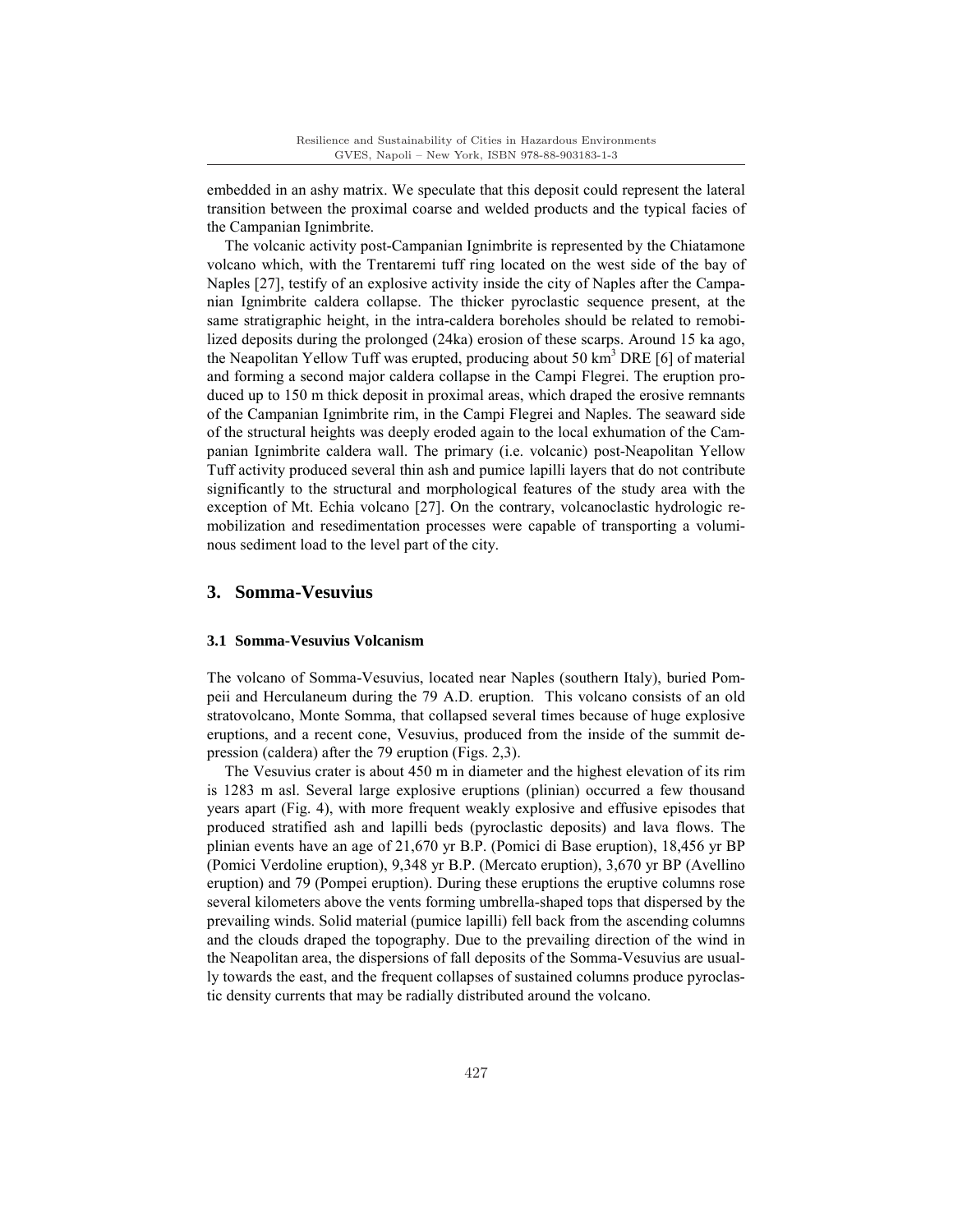embedded in an ashy matrix. We speculate that this deposit could represent the lateral transition between the proximal coarse and welded products and the typical facies of the Campanian Ignimbrite.

The volcanic activity post-Campanian Ignimbrite is represented by the Chiatamone volcano which, with the Trentaremi tuff ring located on the west side of the bay of Naples [27], testify of an explosive activity inside the city of Naples after the Campanian Ignimbrite caldera collapse. The thicker pyroclastic sequence present, at the same stratigraphic height, in the intra-caldera boreholes should be related to remobilized deposits during the prolonged (24ka) erosion of these scarps. Around 15 ka ago, the Neapolitan Yellow Tuff was erupted, producing about 50 $km^3$ DRE [6] of material and forming a second major caldera collapse in the Campi Flegrei. The eruption produced up to 150 m thick deposit in proximal areas, which draped the erosive remnants of the Campanian Ignimbrite rim, in the Campi Flegrei and Naples. The seaward side of the structural heights was deeply eroded again to the local exhumation of the Campanian Ignimbrite caldera wall. The primary (i.e. volcanic) post-Neapolitan Yellow Tuff activity produced several thin ash and pumice lapilli layers that do not contribute significantly to the structural and morphological features of the study area with the exception of Mt. Echia volcano [27]. On the contrary, volcanoclastic hydrologic remobilization and resedimentation processes were capable of transporting a voluminous sediment load to the level part of the city.

## 3. Somma-Vesuvius

### 3.1 Somma-Vesuvius Volcanism

The volcano of Somma-Vesuvius, located near Naples (southern Italy), buried Pompeii and Herculaneum during the 79 A.D. eruption. This volcano consists of an old stratovolcano, Monte Somma, that collapsed several times because of huge explosive eruptions, and a recent cone, Vesuvius, produced from the inside of the summit depression (caldera) after the 79 eruption (Figs. 2,3).

The Vesuvius crater is about 450 m in diameter and the highest elevation of its rim is 1283 m asl. Several large explosive eruptions (plinian) occurred a few thousand years apart (Fig. 4), with more frequent weakly explosive and effusive episodes that produced stratified ash and lapilli beds (pyroclastic deposits) and lava flows. The plinian events have an age of 21,670 yr B.P. (Pomici di Base eruption), 18,456 yr BP (Pomici Verdoline eruption), 9,348 yr B.P. (Mercato eruption), 3,670 yr BP (Avellino eruption) and 79 (Pompei eruption). During these eruptions the eruptive columns rose several kilometers above the vents forming umbrella-shaped tops that dispersed by the prevailing winds. Solid material (pumice lapilli) fell back from the ascending columns and the clouds draped the topography. Due to the prevailing direction of the wind in the Neapolitan area, the dispersions of fall deposits of the Somma-Vesuvius are usually towards the east, and the frequent collapses of sustained columns produce pyroclastic density currents that may be radially distributed around the volcano.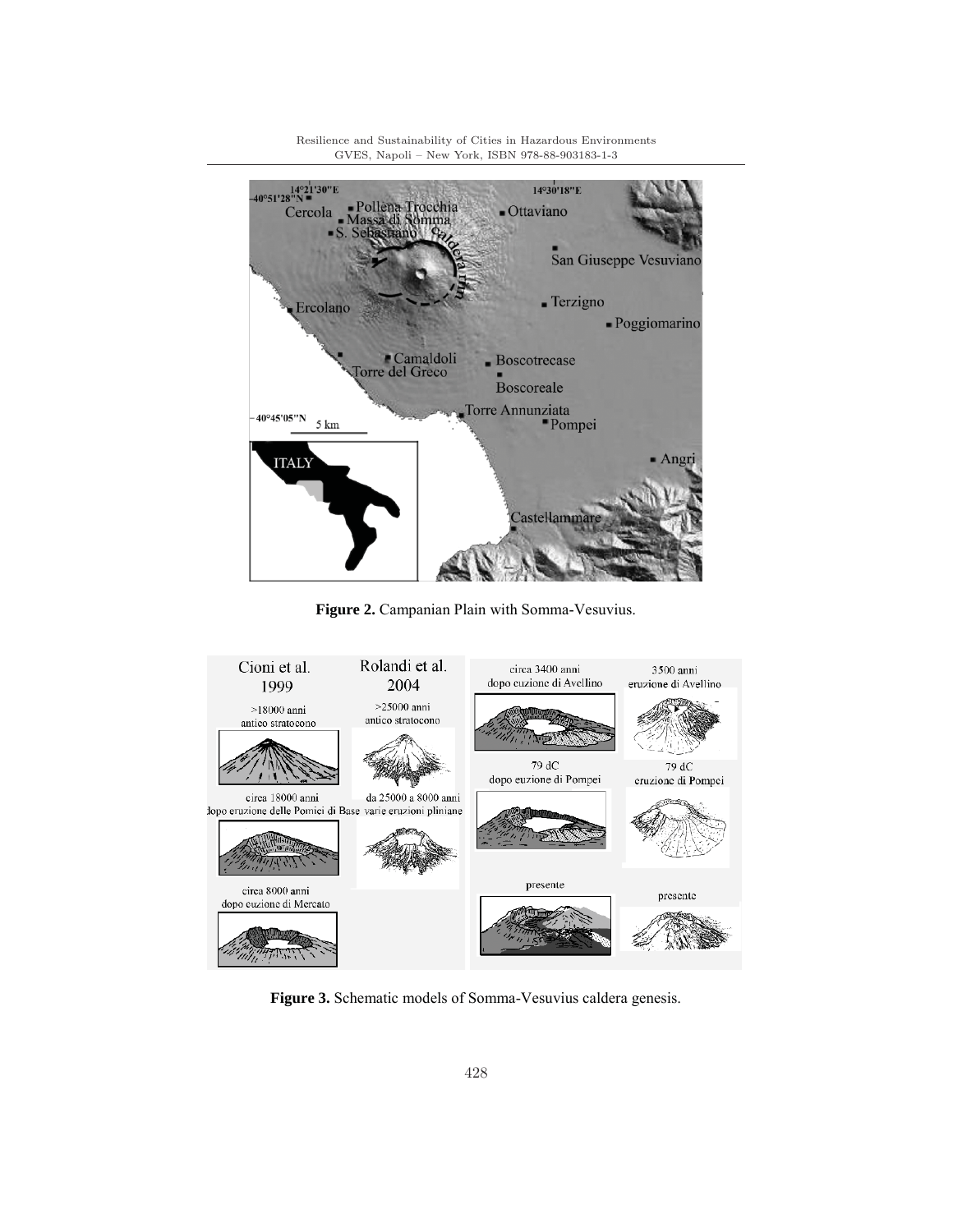**Figure 2.** Campanian Plain with Somma-Vesuvius.

**Figure 3.** Schematic models of Somma-Vesuvius caldera genesis.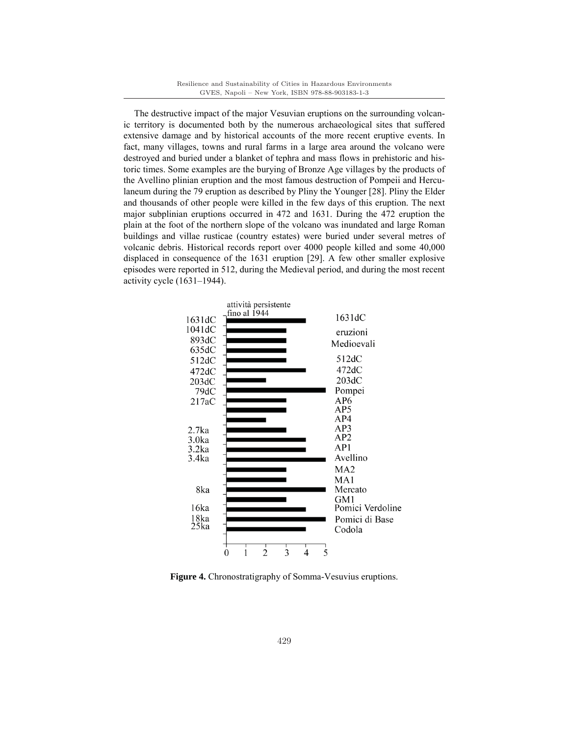The destructive impact of the major Vesuvian eruptions on the surrounding volcanic territory is documented both by the numerous archaeological sites that suffered extensive damage and by historical accounts of the more recent eruptive events. In fact, many villages, towns and rural farms in a large area around the volcano were destroyed and buried under a blanket of tephra and mass flows in prehistoric and historic times. Some examples are the burying of Bronze Age villages by the products of the Avellino plinian eruption and the most famous destruction of Pompeii and Herculaneum during the 79 eruption as described by Pliny the Younger [28]. Pliny the Elder and thousands of other people were killed in the few days of this eruption. The next major subplinian eruptions occurred in 472 and 1631. During the 472 eruption the plain at the foot of the northern slope of the volcano was inundated and large Roman buildings and villae rusticae (country estates) were buried under several metres of volcanic debris. Historical records report over 4000 people killed and some 40,000 displaced in consequence of the 1631 eruption [29]. A few other smaller explosive episodes were reported in 512, during the Medieval period, and during the most recent activity cycle (1631–1944).

**Figure 4.** Chronostratigraphy of Somma-Vesuvius eruptions.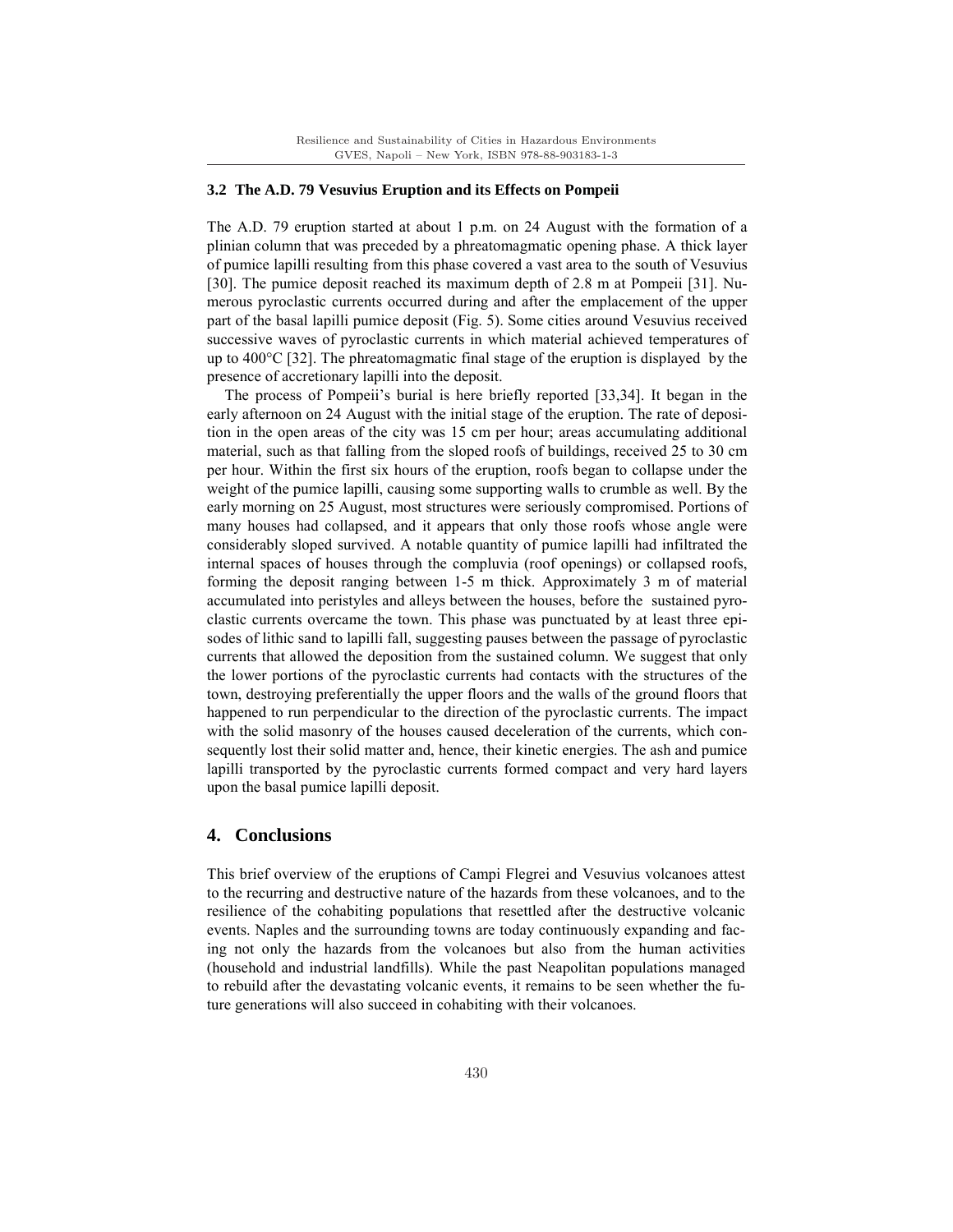### 3.2 The A.D. 79 Vesuvius Eruption and its Effects on Pompeii

The A.D. 79 eruption started at about 1 p.m. on 24 August with the formation of a plinian column that was preceded by a phreatomagmatic opening phase. A thick layer of pumice lapilli resulting from this phase covered a vast area to the south of Vesuvius [30]. The pumice deposit reached its maximum depth of 2.8 m at Pompeii [31]. Numerous pyroclastic currents occurred during and after the emplacement of the upper part of the basal lapilli pumice deposit (Fig. 5). Some cities around Vesuvius received successive waves of pyroclastic currents in which material achieved temperatures of up to 400°C [32]. The phreatomagmatic final stage of the eruption is displayed by the presence of accretionary lapilli into the deposit.

The process of Pompeii's burial is here briefly reported [33,34]. It began in the early afternoon on 24 August with the initial stage of the eruption. The rate of deposition in the open areas of the city was 15 cm per hour; areas accumulating additional material, such as that falling from the sloped roofs of buildings, received 25 to 30 cm per hour. Within the first six hours of the eruption, roofs began to collapse under the weight of the pumice lapilli, causing some supporting walls to crumble as well. By the early morning on 25 August, most structures were seriously compromised. Portions of many houses had collapsed, and it appears that only those roofs whose angle were considerably sloped survived. A notable quantity of pumice lapilli had infiltrated the internal spaces of houses through the compluvia (roof openings) or collapsed roofs, forming the deposit ranging between 1-5 m thick. Approximately 3 m of material accumulated into peristyles and alleys between the houses, before the sustained pyroclastic currents overcame the town. This phase was punctuated by at least three episodes of lithic sand to lapilli fall, suggesting pauses between the passage of pyroclastic currents that allowed the deposition from the sustained column. We suggest that only the lower portions of the pyroclastic currents had contacts with the structures of the town, destroying preferentially the upper floors and the walls of the ground floors that happened to run perpendicular to the direction of the pyroclastic currents. The impact with the solid masonry of the houses caused deceleration of the currents, which consequently lost their solid matter and, hence, their kinetic energies. The ash and pumice lapilli transported by the pyroclastic currents formed compact and very hard layers upon the basal pumice lapilli deposit.

## 4. Conclusions

This brief overview of the eruptions of Campi Flegrei and Vesuvius volcanoes attest to the recurring and destructive nature of the hazards from these volcanoes, and to the resilience of the cohabiting populations that resettled after the destructive volcanic events. Naples and the surrounding towns are today continuously expanding and facing not only the hazards from the volcanoes but also from the human activities (household and industrial landfills). While the past Neapolitan populations managed to rebuild after the devastating volcanic events, it remains to be seen whether the future generations will also succeed in cohabiting with their volcanoes.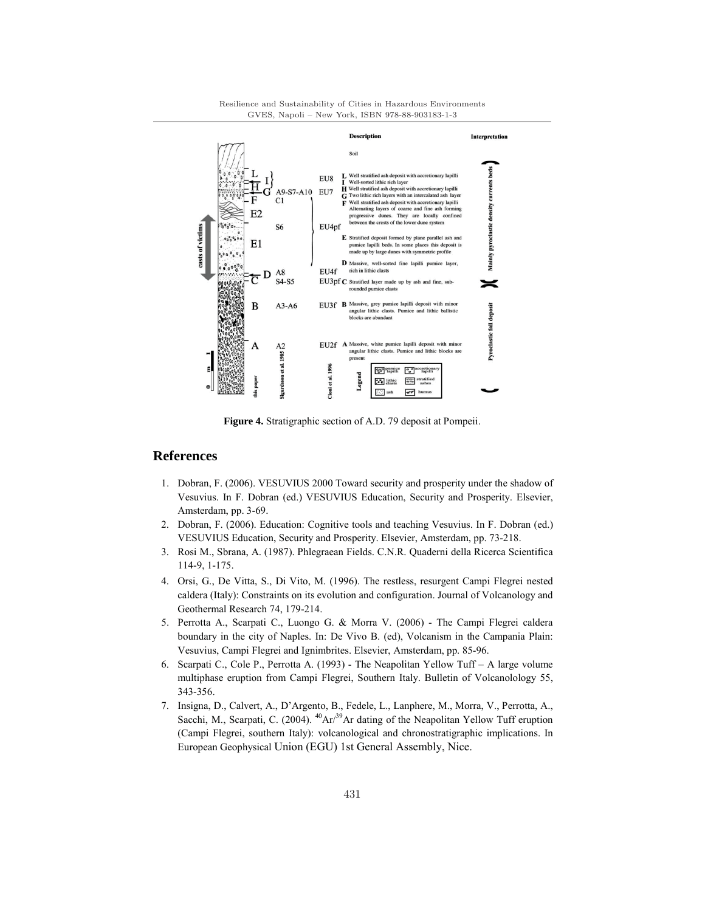**Figure 4.** Stratigraphic section of A.D. 79 deposit at Pompeii.

## References

1. Dobran, F. (2006). VESUVIUS 2000 Toward security and prosperity under the shadow of Vesuvius. In F. Dobran (ed.) VESUVIUS Education, Security and Prosperity. Elsevier, Amsterdam, pp. 3-69.
2. Dobran, F. (2006). Education: Cognitive tools and teaching Vesuvius. In F. Dobran (ed.) VESUVIUS Education, Security and Prosperity. Elsevier, Amsterdam, pp. 73-218.
3. Rosi M., Sbrana, A. (1987). Phlegraean Fields. C.N.R. Quaderni della Ricerca Scientifica 114-9, 1-175.
4. Orsi, G., De Vitta, S., Di Vito, M. (1996). The restless, resurgent Campi Flegrei nested caldera (Italy): Constraints on its evolution and configuration. Journal of Volcanology and Geothermal Research 74, 179-214.
5. Perrotta A., Scarpati C., Luongo G. & Morra V. (2006) - The Campi Flegrei caldera boundary in the city of Naples. In: De Vivo B. (ed), Volcanism in the Campania Plain: Vesuvius, Campi Flegrei and Ignimbrites. Elsevier, Amsterdam, pp. 85-96.
6. Scarpati C., Cole P., Perrotta A. (1993) - The Neapolitan Yellow Tuff – A large volume multiphase eruption from Campi Flegrei, Southern Italy. Bulletin of Volcanolology 55, 343-356.
7. Insigna, D., Calvert, A., D'Argento, B., Fedele, L., Lanphere, M., Morra, V., Perrotta, A., Sacchi, M., Scarpati, C. (2004). $^{40}Ar/^{39}Ar$ dating of the Neapolitan Yellow Tuff eruption (Campi Flegrei, southern Italy): volcanological and chronostratigraphic implications. In European Geophysical Union (EGU) 1st General Assembly, Nice.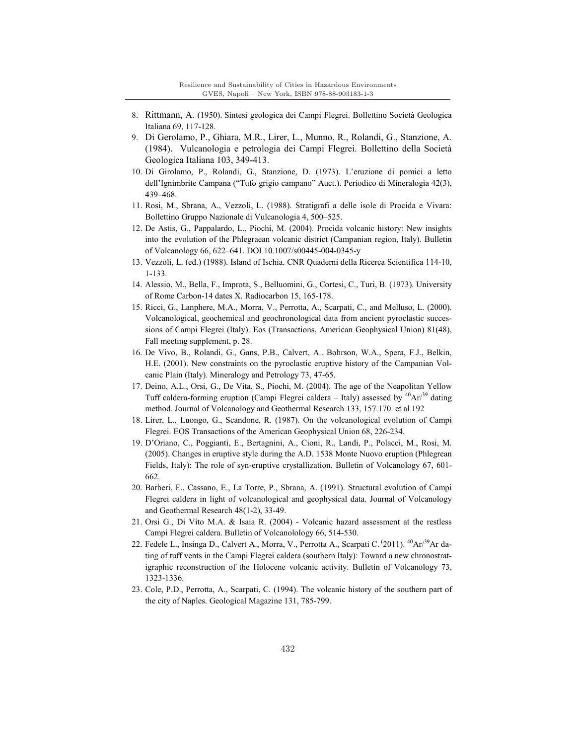8. Rittmann, A. (1950). Sintesi geologica dei Campi Flegrei. Bollettino Società Geologica Italiana 69, 117-128.
9. Di Gerolamo, P., Ghiara, M.R., Lirer, L., Munno, R., Rolandi, G., Stanzione, A. (1984). Vulcanologia e petrologia dei Campi Flegrei. Bollettino della Società Geologica Italiana 103, 349-413.
10. Di Girolamo, P., Rolandi, G., Stanzione, D. (1973). L'eruzione di pomici a letto dell'Ignimbrite Campana ("Tufo grigio campano" Auct.). Periodico di Mineralogia 42(3), 439–468.
11. Rosi, M., Sbrana, A., Vezzoli, L. (1988). Stratigrafi a delle isole di Procida e Vivara: Bollettino Gruppo Nazionale di Vulcanologia 4, 500–525.
12. De Astis, G., Pappalardo, L., Piochi, M. (2004). Procida volcanic history: New insights into the evolution of the Phlegraean volcanic district (Campanian region, Italy). Bulletin of Volcanology 66, 622–641. DOI 10.1007/s00445-004-0345-y
13. Vezzoli, L. (ed.) (1988). Island of Ischia. CNR Quaderni della Ricerca Scientifica 114-10, 1-133.
14. Alessio, M., Bella, F., Improta, S., Belluomini, G., Cortesi, C., Turi, B. (1973). University of Rome Carbon-14 dates X. Radiocarbon 15, 165-178.
15. Ricci, G., Lanphere, M.A., Morra, V., Perrotta, A., Scarpati, C., and Melluso, L. (2000). Volcanological, geochemical and geochronological data from ancient pyroclastic successions of Campi Flegrei (Italy). Eos (Transactions, American Geophysical Union) 81(48), Fall meeting supplement, p. 28.
16. De Vivo, B., Rolandi, G., Gans, P.B., Calvert, A.. Bohrson, W.A., Spera, F.J., Belkin, H.E. (2001). New constraints on the pyroclastic eruptive history of the Campanian Volcanic Plain (Italy). Mineralogy and Petrology 73, 47-65.
17. Deino, A.L., Orsi, G., De Vita, S., Piochi, M. (2004). The age of the Neapolitan Yellow Tuff caldera-forming eruption (Campi Flegrei caldera – Italy) assessed by $^{40}Ar/^{39}$ dating method. Journal of Volcanology and Geothermal Research 133, 157.170. et al 192
18. Lirer, L., Luongo, G., Scandone, R. (1987). On the volcanological evolution of Campi Flegrei. EOS Transactions of the American Geophysical Union 68, 226-234.
19. D'Oriano, C., Poggianti, E., Bertagnini, A., Cioni, R., Landi, P., Polacci, M., Rosi, M. (2005). Changes in eruptive style during the A.D. 1538 Monte Nuovo eruption (Phlegrean Fields, Italy): The role of syn-eruptive crystallization. Bulletin of Volcanology 67, 601-662.
20. Barberi, F., Cassano, E., La Torre, P., Sbrana, A. (1991). Structural evolution of Campi Flegrei caldera in light of volcanological and geophysical data. Journal of Volcanology and Geothermal Research 48(1-2), 33-49.
21. Orsi G., Di Vito M.A. & Isaia R. (2004) - Volcanic hazard assessment at the restless Campi Flegrei caldera. Bulletin of Volcanolology 66, 514-530.
22. Fedele L., Insinga D., Calvert A., Morra, V., Perrotta A., Scarpati C. (2011). $^{40}Ar/^{39}Ar$ dating of tuff vents in the Campi Flegrei caldera (southern Italy): Toward a new chronostratigraphic reconstruction of the Holocene volcanic activity. Bulletin of Volcanology 73, 1323-1336.
23. Cole, P.D., Perrotta, A., Scarpati, C. (1994). The volcanic history of the southern part of the city of Naples. Geological Magazine 131, 785-799.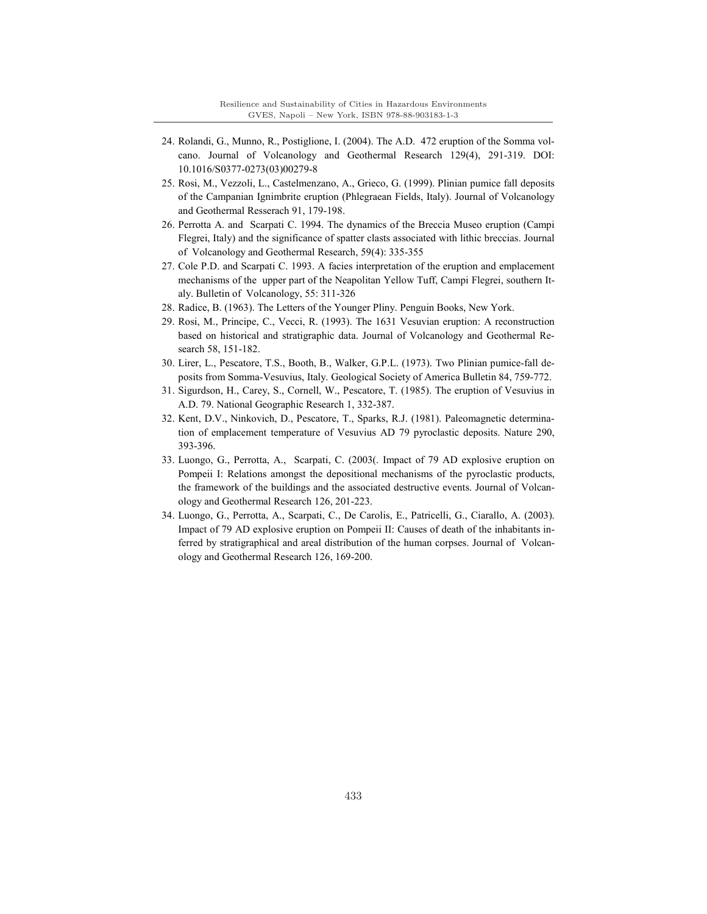24. Rolandi, G., Munno, R., Postiglione, I. (2004). The A.D. 472 eruption of the Somma volcano. Journal of Volcanology and Geothermal Research 129(4), 291-319. DOI: 10.1016/S0377-0273(03)00279-8
25. Rosi, M., Vezzoli, L., Castelmenzano, A., Grieco, G. (1999). Plinian pumice fall deposits of the Campanian Ignimbrite eruption (Phlegraean Fields, Italy). Journal of Volcanology and Geothermal Resserach 91, 179-198.
26. Perrotta A. and Scarpati C. 1994. The dynamics of the Breccia Museo eruption (Campi Flegrei, Italy) and the significance of spatter clasts associated with lithic breccias. Journal of Volcanology and Geothermal Research, 59(4): 335-355
27. Cole P.D. and Scarpati C. 1993. A facies interpretation of the eruption and emplacement mechanisms of the upper part of the Neapolitan Yellow Tuff, Campi Flegrei, southern Italy. Bulletin of Volcanology, 55: 311-326
28. Radice, B. (1963). The Letters of the Younger Pliny. Penguin Books, New York.
29. Rosi, M., Principe, C., Vecci, R. (1993). The 1631 Vesuvian eruption: A reconstruction based on historical and stratigraphic data. Journal of Volcanology and Geothermal Research 58, 151-182.
30. Lirer, L., Pescatore, T.S., Booth, B., Walker, G.P.L. (1973). Two Plinian pumice-fall deposits from Somma-Vesuvius, Italy. Geological Society of America Bulletin 84, 759-772.
31. Sigurdson, H., Carey, S., Cornell, W., Pescatore, T. (1985). The eruption of Vesuvius in A.D. 79. National Geographic Research 1, 332-387.
32. Kent, D.V., Ninkovich, D., Pescatore, T., Sparks, R.J. (1981). Paleomagnetic determination of emplacement temperature of Vesuvius AD 79 pyroclastic deposits. Nature 290, 393-396.
33. Luongo, G., Perrotta, A., Scarpati, C. (2003(. Impact of 79 AD explosive eruption on Pompeii I: Relations amongst the depositional mechanisms of the pyroclastic products, the framework of the buildings and the associated destructive events. Journal of Volcanology and Geothermal Research 126, 201-223.
34. Luongo, G., Perrotta, A., Scarpati, C., De Carolis, E., Patricelli, G., Ciarallo, A. (2003). Impact of 79 AD explosive eruption on Pompeii II: Causes of death of the inhabitants inferred by stratigraphical and areal distribution of the human corpses. Journal of Volcanology and Geothermal Research 126, 169-200.